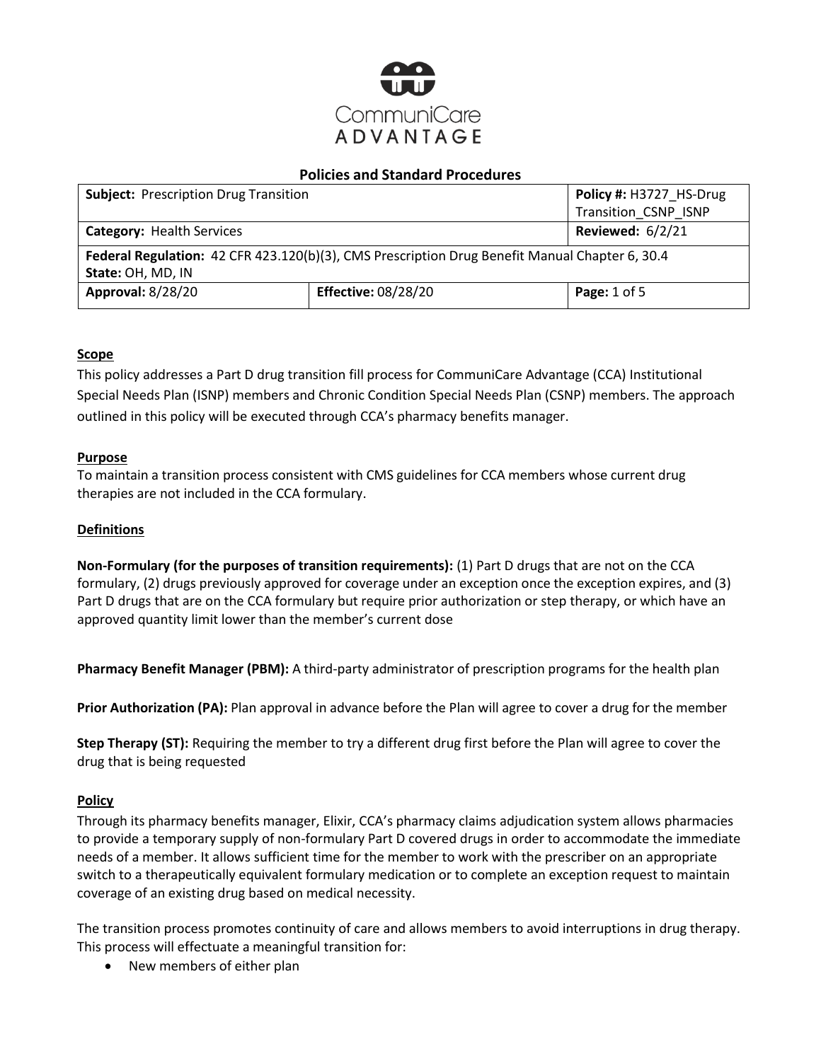CommuniCare ADVANTAGE

## Policies and Standard Procedures

| **Subject:** Prescription Drug Transition | | **Policy #:** H3727_HS-Drug Transition_CSNP_ISNP |
|---|---|---|
| **Category:** Health Services | | **Reviewed:** 6/2/21 |
| **Federal Regulation:** 42 CFR 423.120(b)(3), CMS Prescription Drug Benefit Manual Chapter 6, 30.4 **State:** OH, MD, IN | | |
| **Approval:** 8/28/20 | **Effective:** 08/28/20 | **Page:** 1 of 5 |

### Scope

This policy addresses a Part D drug transition fill process for CommuniCare Advantage (CCA) Institutional Special Needs Plan (ISNP) members and Chronic Condition Special Needs Plan (CSNP) members. The approach outlined in this policy will be executed through CCA's pharmacy benefits manager.

### Purpose

To maintain a transition process consistent with CMS guidelines for CCA members whose current drug therapies are not included in the CCA formulary.

### Definitions

**Non-Formulary (for the purposes of transition requirements):** (1) Part D drugs that are not on the CCA formulary, (2) drugs previously approved for coverage under an exception once the exception expires, and (3) Part D drugs that are on the CCA formulary but require prior authorization or step therapy, or which have an approved quantity limit lower than the member's current dose

**Pharmacy Benefit Manager (PBM):** A third-party administrator of prescription programs for the health plan

**Prior Authorization (PA):** Plan approval in advance before the Plan will agree to cover a drug for the member

**Step Therapy (ST):** Requiring the member to try a different drug first before the Plan will agree to cover the drug that is being requested

### Policy

Through its pharmacy benefits manager, Elixir, CCA's pharmacy claims adjudication system allows pharmacies to provide a temporary supply of non-formulary Part D covered drugs in order to accommodate the immediate needs of a member. It allows sufficient time for the member to work with the prescriber on an appropriate switch to a therapeutically equivalent formulary medication or to complete an exception request to maintain coverage of an existing drug based on medical necessity.

The transition process promotes continuity of care and allows members to avoid interruptions in drug therapy. This process will effectuate a meaningful transition for:

- New members of either plan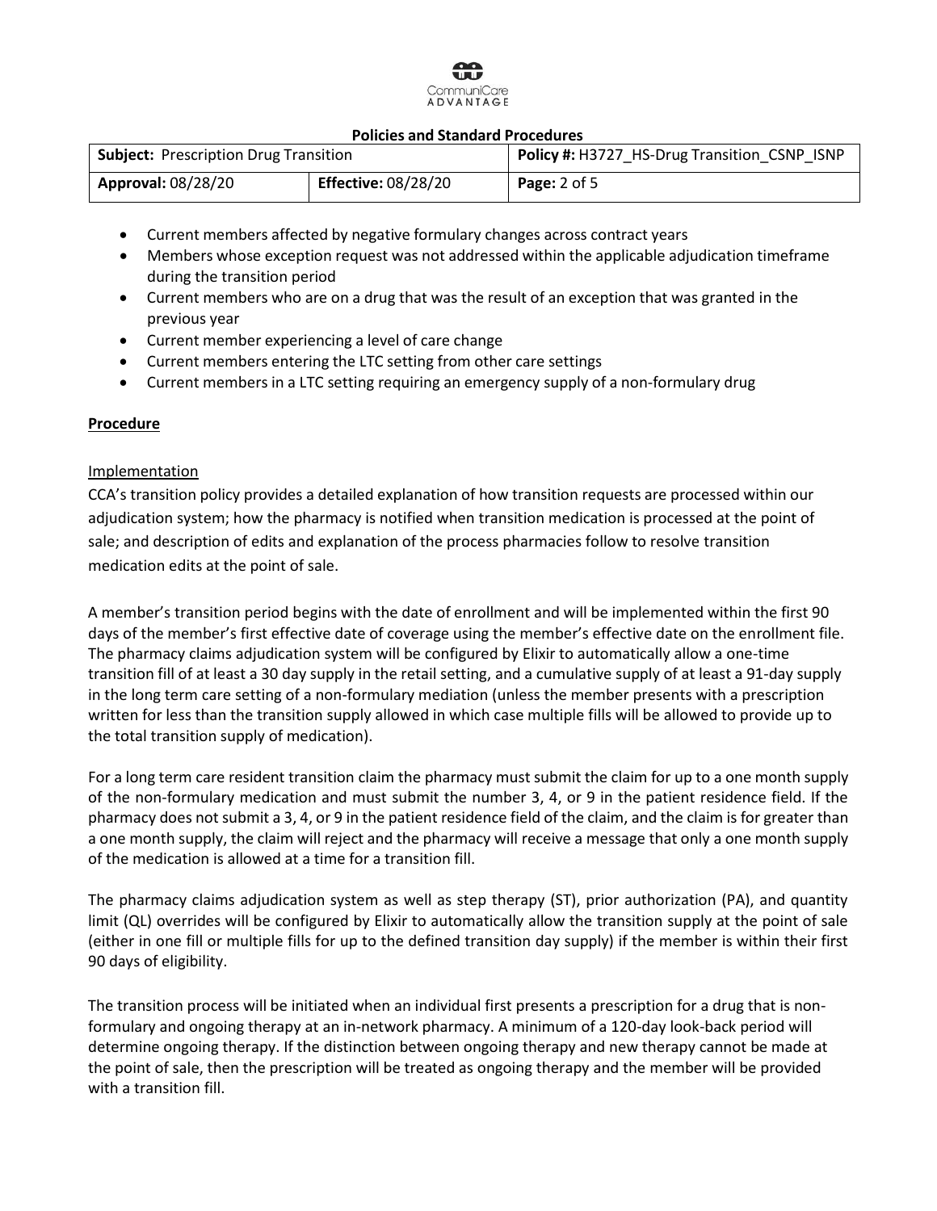- Current members affected by negative formulary changes across contract years
- Members whose exception request was not addressed within the applicable adjudication timeframe during the transition period
- Current members who are on a drug that was the result of an exception that was granted in the previous year
- Current member experiencing a level of care change
- Current members entering the LTC setting from other care settings
- Current members in a LTC setting requiring an emergency supply of a non-formulary drug

## Procedure

### Implementation

CCA's transition policy provides a detailed explanation of how transition requests are processed within our adjudication system; how the pharmacy is notified when transition medication is processed at the point of sale; and description of edits and explanation of the process pharmacies follow to resolve transition medication edits at the point of sale.

A member's transition period begins with the date of enrollment and will be implemented within the first 90 days of the member's first effective date of coverage using the member's effective date on the enrollment file. The pharmacy claims adjudication system will be configured by Elixir to automatically allow a one-time transition fill of at least a 30 day supply in the retail setting, and a cumulative supply of at least a 91-day supply in the long term care setting of a non-formulary mediation (unless the member presents with a prescription written for less than the transition supply allowed in which case multiple fills will be allowed to provide up to the total transition supply of medication).

For a long term care resident transition claim the pharmacy must submit the claim for up to a one month supply of the non-formulary medication and must submit the number 3, 4, or 9 in the patient residence field. If the pharmacy does not submit a 3, 4, or 9 in the patient residence field of the claim, and the claim is for greater than a one month supply, the claim will reject and the pharmacy will receive a message that only a one month supply of the medication is allowed at a time for a transition fill.

The pharmacy claims adjudication system as well as step therapy (ST), prior authorization (PA), and quantity limit (QL) overrides will be configured by Elixir to automatically allow the transition supply at the point of sale (either in one fill or multiple fills for up to the defined transition day supply) if the member is within their first 90 days of eligibility.

The transition process will be initiated when an individual first presents a prescription for a drug that is non-formulary and ongoing therapy at an in-network pharmacy. A minimum of a 120-day look-back period will determine ongoing therapy. If the distinction between ongoing therapy and new therapy cannot be made at the point of sale, then the prescription will be treated as ongoing therapy and the member will be provided with a transition fill.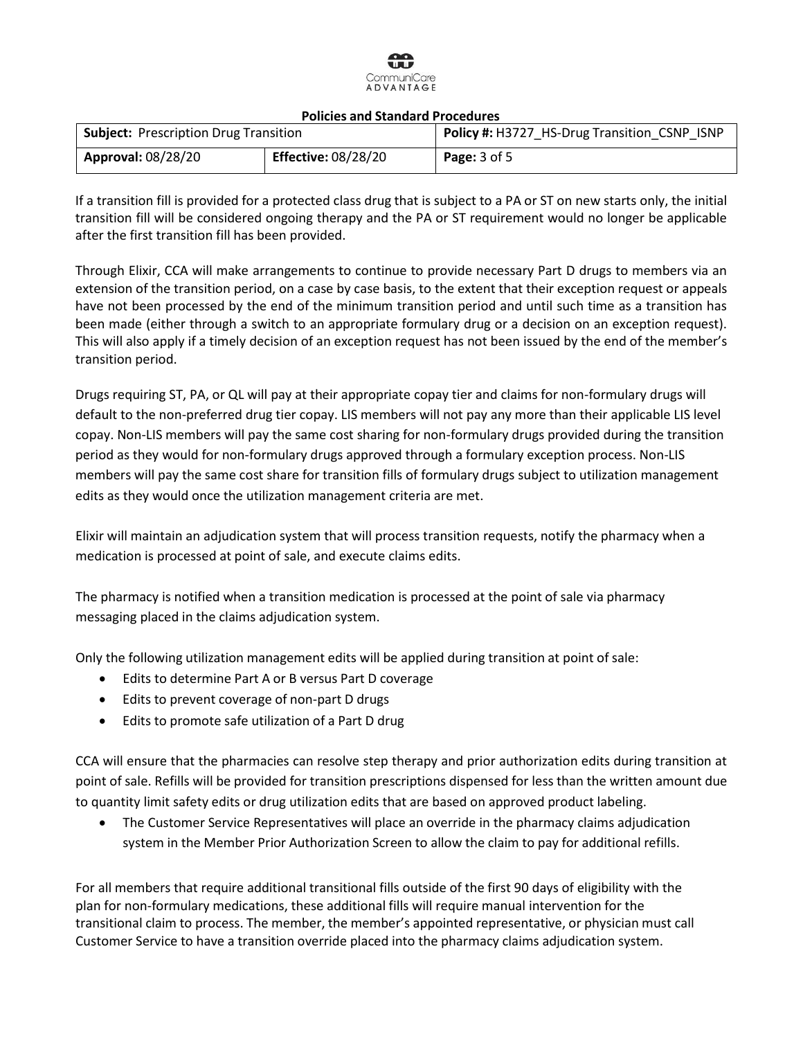If a transition fill is provided for a protected class drug that is subject to a PA or ST on new starts only, the initial transition fill will be considered ongoing therapy and the PA or ST requirement would no longer be applicable after the first transition fill has been provided.

Through Elixir, CCA will make arrangements to continue to provide necessary Part D drugs to members via an extension of the transition period, on a case by case basis, to the extent that their exception request or appeals have not been processed by the end of the minimum transition period and until such time as a transition has been made (either through a switch to an appropriate formulary drug or a decision on an exception request). This will also apply if a timely decision of an exception request has not been issued by the end of the member's transition period.

Drugs requiring ST, PA, or QL will pay at their appropriate copay tier and claims for non-formulary drugs will default to the non-preferred drug tier copay. LIS members will not pay any more than their applicable LIS level copay. Non-LIS members will pay the same cost sharing for non-formulary drugs provided during the transition period as they would for non-formulary drugs approved through a formulary exception process. Non-LIS members will pay the same cost share for transition fills of formulary drugs subject to utilization management edits as they would once the utilization management criteria are met.

Elixir will maintain an adjudication system that will process transition requests, notify the pharmacy when a medication is processed at point of sale, and execute claims edits.

The pharmacy is notified when a transition medication is processed at the point of sale via pharmacy messaging placed in the claims adjudication system.

Only the following utilization management edits will be applied during transition at point of sale:

- Edits to determine Part A or B versus Part D coverage
- Edits to prevent coverage of non-part D drugs
- Edits to promote safe utilization of a Part D drug

CCA will ensure that the pharmacies can resolve step therapy and prior authorization edits during transition at point of sale. Refills will be provided for transition prescriptions dispensed for less than the written amount due to quantity limit safety edits or drug utilization edits that are based on approved product labeling.

- The Customer Service Representatives will place an override in the pharmacy claims adjudication system in the Member Prior Authorization Screen to allow the claim to pay for additional refills.

For all members that require additional transitional fills outside of the first 90 days of eligibility with the plan for non-formulary medications, these additional fills will require manual intervention for the transitional claim to process. The member, the member's appointed representative, or physician must call Customer Service to have a transition override placed into the pharmacy claims adjudication system.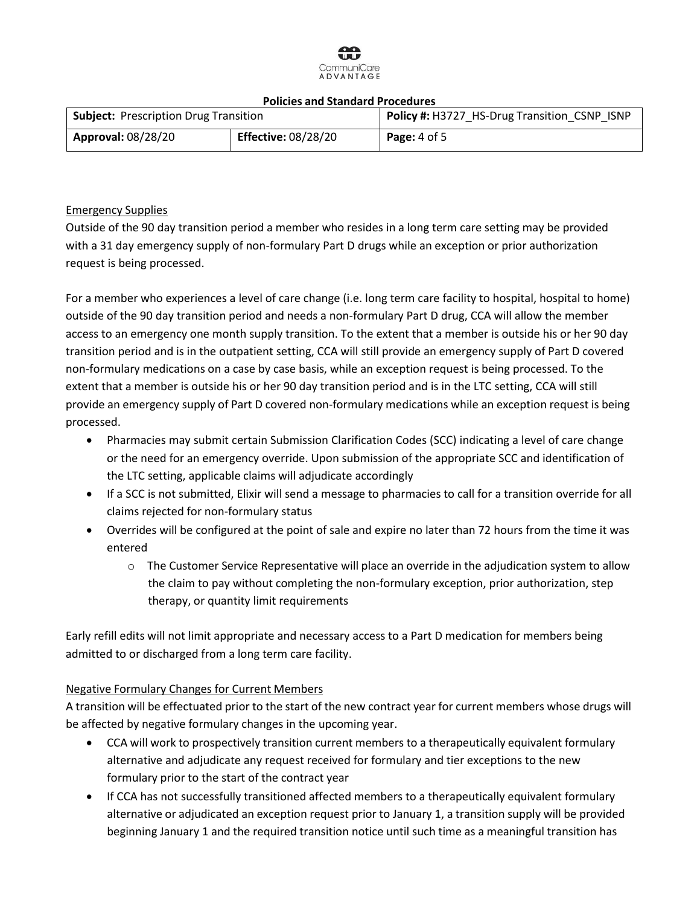**Policies and Standard Procedures**

| **Subject:** Prescription Drug Transition | | **Policy #:** H3727_HS-Drug Transition_CSNP_ISNP |
|---|---|---|
| **Approval:** 08/28/20 | **Effective:** 08/28/20 | **Page:** 4 of 5 |

Emergency Supplies

Outside of the 90 day transition period a member who resides in a long term care setting may be provided with a 31 day emergency supply of non-formulary Part D drugs while an exception or prior authorization request is being processed.

For a member who experiences a level of care change (i.e. long term care facility to hospital, hospital to home) outside of the 90 day transition period and needs a non-formulary Part D drug, CCA will allow the member access to an emergency one month supply transition. To the extent that a member is outside his or her 90 day transition period and is in the outpatient setting, CCA will still provide an emergency supply of Part D covered non-formulary medications on a case by case basis, while an exception request is being processed. To the extent that a member is outside his or her 90 day transition period and is in the LTC setting, CCA will still provide an emergency supply of Part D covered non-formulary medications while an exception request is being processed.

- Pharmacies may submit certain Submission Clarification Codes (SCC) indicating a level of care change or the need for an emergency override. Upon submission of the appropriate SCC and identification of the LTC setting, applicable claims will adjudicate accordingly
- If a SCC is not submitted, Elixir will send a message to pharmacies to call for a transition override for all claims rejected for non-formulary status
- Overrides will be configured at the point of sale and expire no later than 72 hours from the time it was entered
    - The Customer Service Representative will place an override in the adjudication system to allow the claim to pay without completing the non-formulary exception, prior authorization, step therapy, or quantity limit requirements

Early refill edits will not limit appropriate and necessary access to a Part D medication for members being admitted to or discharged from a long term care facility.

Negative Formulary Changes for Current Members

A transition will be effectuated prior to the start of the new contract year for current members whose drugs will be affected by negative formulary changes in the upcoming year.

- CCA will work to prospectively transition current members to a therapeutically equivalent formulary alternative and adjudicate any request received for formulary and tier exceptions to the new formulary prior to the start of the contract year
- If CCA has not successfully transitioned affected members to a therapeutically equivalent formulary alternative or adjudicated an exception request prior to January 1, a transition supply will be provided beginning January 1 and the required transition notice until such time as a meaningful transition has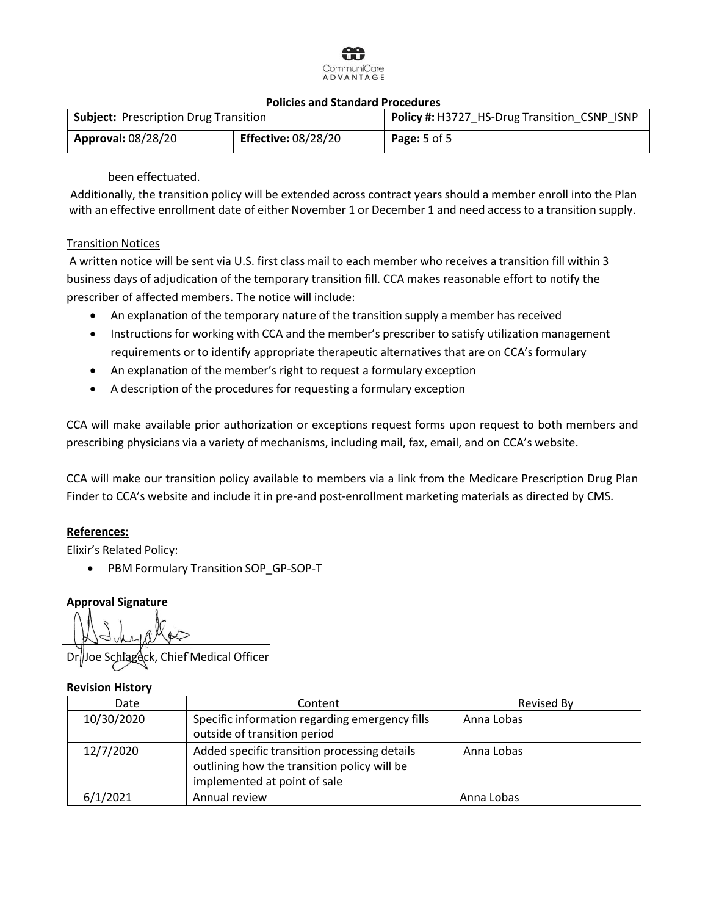been effectuated.

Additionally, the transition policy will be extended across contract years should a member enroll into the Plan with an effective enrollment date of either November 1 or December 1 and need access to a transition supply.

Transition Notices

A written notice will be sent via U.S. first class mail to each member who receives a transition fill within 3 business days of adjudication of the temporary transition fill. CCA makes reasonable effort to notify the prescriber of affected members. The notice will include:

- An explanation of the temporary nature of the transition supply a member has received
- Instructions for working with CCA and the member's prescriber to satisfy utilization management requirements or to identify appropriate therapeutic alternatives that are on CCA's formulary
- An explanation of the member's right to request a formulary exception
- A description of the procedures for requesting a formulary exception

CCA will make available prior authorization or exceptions request forms upon request to both members and prescribing physicians via a variety of mechanisms, including mail, fax, email, and on CCA's website.

CCA will make our transition policy available to members via a link from the Medicare Prescription Drug Plan Finder to CCA's website and include it in pre-and post-enrollment marketing materials as directed by CMS.

**References:**

Elixir's Related Policy:

- PBM Formulary Transition SOP_GP-SOP-T

**Approval Signature**

Dr. Joe Schlageck, Chief Medical Officer

**Revision History**

| Date | Content | Revised By |
|---|---|---|
| 10/30/2020 | Specific information regarding emergency fills outside of transition period | Anna Lobas |
| 12/7/2020 | Added specific transition processing details outlining how the transition policy will be implemented at point of sale | Anna Lobas |
| 6/1/2021 | Annual review | Anna Lobas |